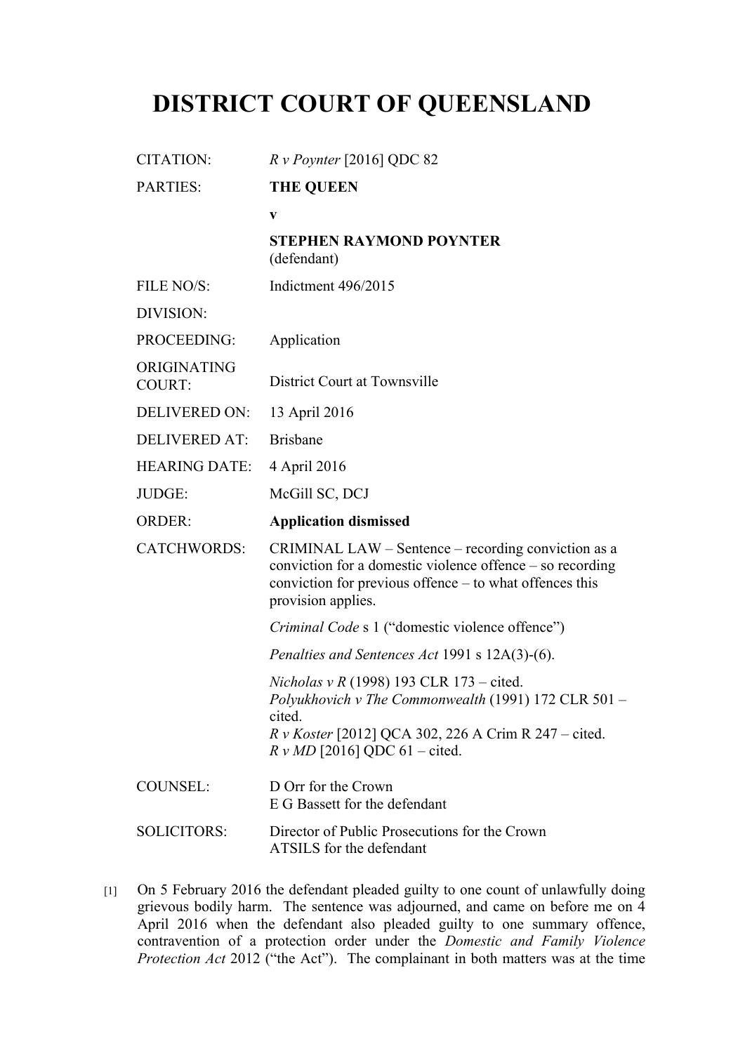# DISTRICT COURT OF QUEENSLAND

| | |
|---|---|
| CITATION: | *R v Poynter* [2016] QDC 82 |
| PARTIES: | **THE QUEEN**<br>**v**<br>**STEPHEN RAYMOND POYNTER**<br>(defendant) |
| FILE NO/S: | Indictment 496/2015 |
| DIVISION: | |
| PROCEEDING: | Application |
| ORIGINATING COURT: | District Court at Townsville |
| DELIVERED ON: | 13 April 2016 |
| DELIVERED AT: | Brisbane |
| HEARING DATE: | 4 April 2016 |
| JUDGE: | McGill SC, DCJ |
| ORDER: | **Application dismissed** |
| CATCHWORDS: | CRIMINAL LAW – Sentence – recording conviction as a conviction for a domestic violence offence – so recording conviction for previous offence – to what offences this provision applies.<br><br>*Criminal Code* s 1 ("domestic violence offence")<br><br>*Penalties and Sentences Act* 1991 s 12A(3)-(6).<br><br>*Nicholas v R* (1998) 193 CLR 173 – cited.<br>*Polyukhovich v The Commonwealth* (1991) 172 CLR 501 – cited.<br>*R v Koster* [2012] QCA 302, 226 A Crim R 247 – cited.<br>*R v MD* [2016] QDC 61 – cited. |
| COUNSEL: | D Orr for the Crown<br>E G Bassett for the defendant |
| SOLICITORS: | Director of Public Prosecutions for the Crown<br>ATSILS for the defendant |

[1] On 5 February 2016 the defendant pleaded guilty to one count of unlawfully doing grievous bodily harm. The sentence was adjourned, and came on before me on 4 April 2016 when the defendant also pleaded guilty to one summary offence, contravention of a protection order under the *Domestic and Family Violence Protection Act* 2012 ("the Act"). The complainant in both matters was at the time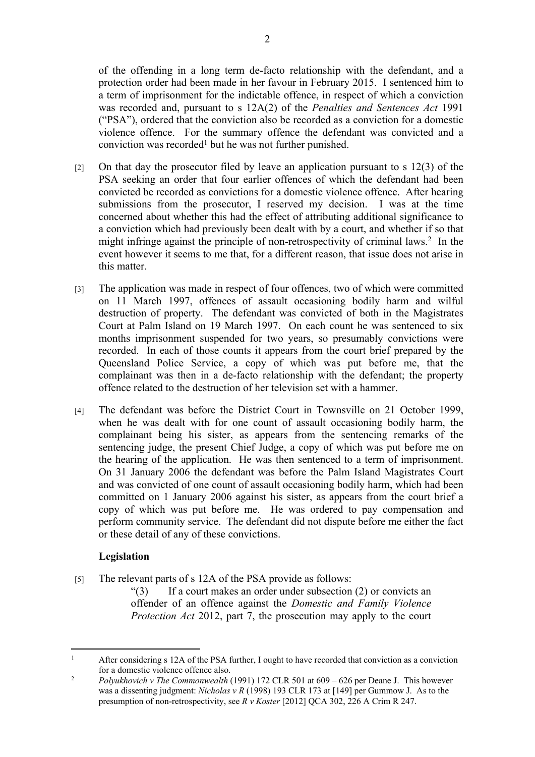of the offending in a long term de-facto relationship with the defendant, and a protection order had been made in her favour in February 2015. I sentenced him to a term of imprisonment for the indictable offence, in respect of which a conviction was recorded and, pursuant to s 12A(2) of the *Penalties and Sentences Act* 1991 ("PSA"), ordered that the conviction also be recorded as a conviction for a domestic violence offence. For the summary offence the defendant was convicted and a conviction was recorded[1] but he was not further punished.

[2] On that day the prosecutor filed by leave an application pursuant to s 12(3) of the PSA seeking an order that four earlier offences of which the defendant had been convicted be recorded as convictions for a domestic violence offence. After hearing submissions from the prosecutor, I reserved my decision. I was at the time concerned about whether this had the effect of attributing additional significance to a conviction which had previously been dealt with by a court, and whether if so that might infringe against the principle of non-retrospectivity of criminal laws.[2] In the event however it seems to me that, for a different reason, that issue does not arise in this matter.

[3] The application was made in respect of four offences, two of which were committed on 11 March 1997, offences of assault occasioning bodily harm and wilful destruction of property. The defendant was convicted of both in the Magistrates Court at Palm Island on 19 March 1997. On each count he was sentenced to six months imprisonment suspended for two years, so presumably convictions were recorded. In each of those counts it appears from the court brief prepared by the Queensland Police Service, a copy of which was put before me, that the complainant was then in a de-facto relationship with the defendant; the property offence related to the destruction of her television set with a hammer.

[4] The defendant was before the District Court in Townsville on 21 October 1999, when he was dealt with for one count of assault occasioning bodily harm, the complainant being his sister, as appears from the sentencing remarks of the sentencing judge, the present Chief Judge, a copy of which was put before me on the hearing of the application. He was then sentenced to a term of imprisonment. On 31 January 2006 the defendant was before the Palm Island Magistrates Court and was convicted of one count of assault occasioning bodily harm, which had been committed on 1 January 2006 against his sister, as appears from the court brief a copy of which was put before me. He was ordered to pay compensation and perform community service. The defendant did not dispute before me either the fact or these detail of any of these convictions.

## Legislation

[5] The relevant parts of s 12A of the PSA provide as follows:

> "(3) If a court makes an order under subsection (2) or convicts an offender of an offence against the *Domestic and Family Violence Protection Act* 2012, part 7, the prosecution may apply to the court

---

[1] After considering s 12A of the PSA further, I ought to have recorded that conviction as a conviction for a domestic violence offence also.

[2] *Polyukhovich v The Commonwealth* (1991) 172 CLR 501 at 609 – 626 per Deane J. This however was a dissenting judgment: *Nicholas v R* (1998) 193 CLR 173 at [149] per Gummow J. As to the presumption of non-retrospectivity, see *R v Koster* [2012] QCA 302, 226 A Crim R 247.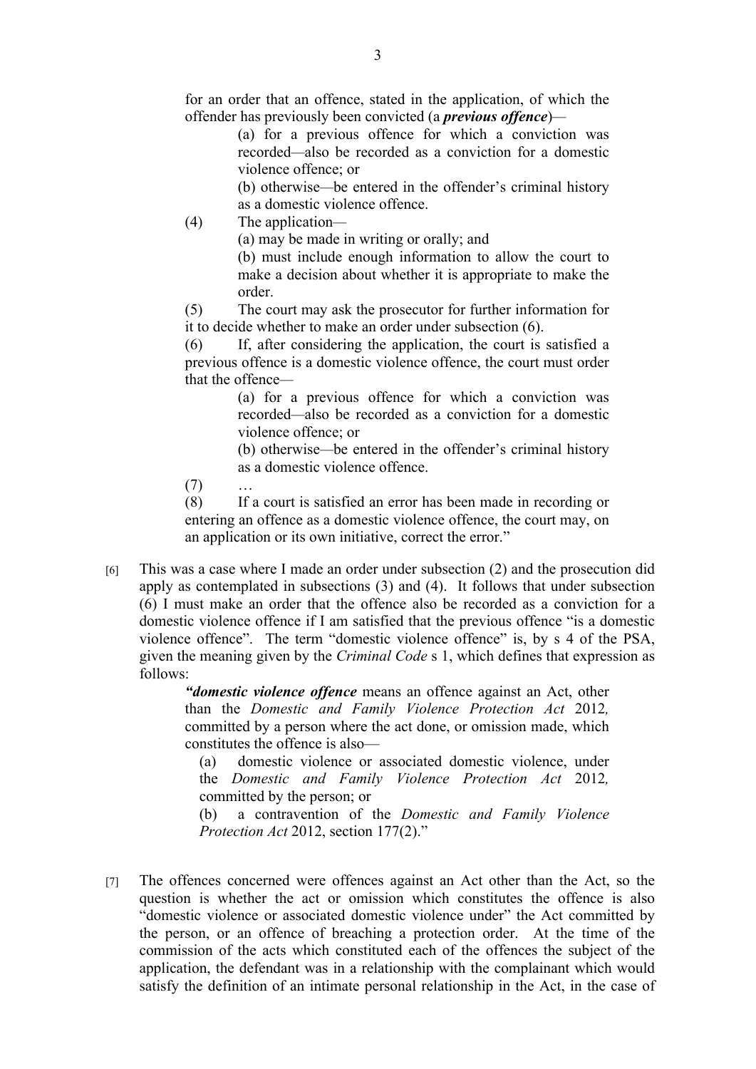for an order that an offence, stated in the application, of which the offender has previously been convicted (a ***previous offence***)—

> (a) for a previous offence for which a conviction was recorded—also be recorded as a conviction for a domestic violence offence; or
>
> (b) otherwise—be entered in the offender's criminal history as a domestic violence offence.

(4) The application—

> (a) may be made in writing or orally; and
>
> (b) must include enough information to allow the court to make a decision about whether it is appropriate to make the order.

(5) The court may ask the prosecutor for further information for it to decide whether to make an order under subsection (6).

(6) If, after considering the application, the court is satisfied a previous offence is a domestic violence offence, the court must order that the offence—

> (a) for a previous offence for which a conviction was recorded—also be recorded as a conviction for a domestic violence offence; or
>
> (b) otherwise—be entered in the offender's criminal history as a domestic violence offence.

(7) …

(8) If a court is satisfied an error has been made in recording or entering an offence as a domestic violence offence, the court may, on an application or its own initiative, correct the error."

[6] This was a case where I made an order under subsection (2) and the prosecution did apply as contemplated in subsections (3) and (4). It follows that under subsection (6) I must make an order that the offence also be recorded as a conviction for a domestic violence offence if I am satisfied that the previous offence "is a domestic violence offence". The term "domestic violence offence" is, by s 4 of the PSA, given the meaning given by the *Criminal Code* s 1, which defines that expression as follows:

> ***"domestic violence offence*** means an offence against an Act, other than the *Domestic and Family Violence Protection Act* 2012*,* committed by a person where the act done, or omission made, which constitutes the offence is also—
>
> (a) domestic violence or associated domestic violence, under the *Domestic and Family Violence Protection Act* 2012*,* committed by the person; or
>
> (b) a contravention of the *Domestic and Family Violence Protection Act* 2012, section 177(2)."

[7] The offences concerned were offences against an Act other than the Act, so the question is whether the act or omission which constitutes the offence is also "domestic violence or associated domestic violence under" the Act committed by the person, or an offence of breaching a protection order. At the time of the commission of the acts which constituted each of the offences the subject of the application, the defendant was in a relationship with the complainant which would satisfy the definition of an intimate personal relationship in the Act, in the case of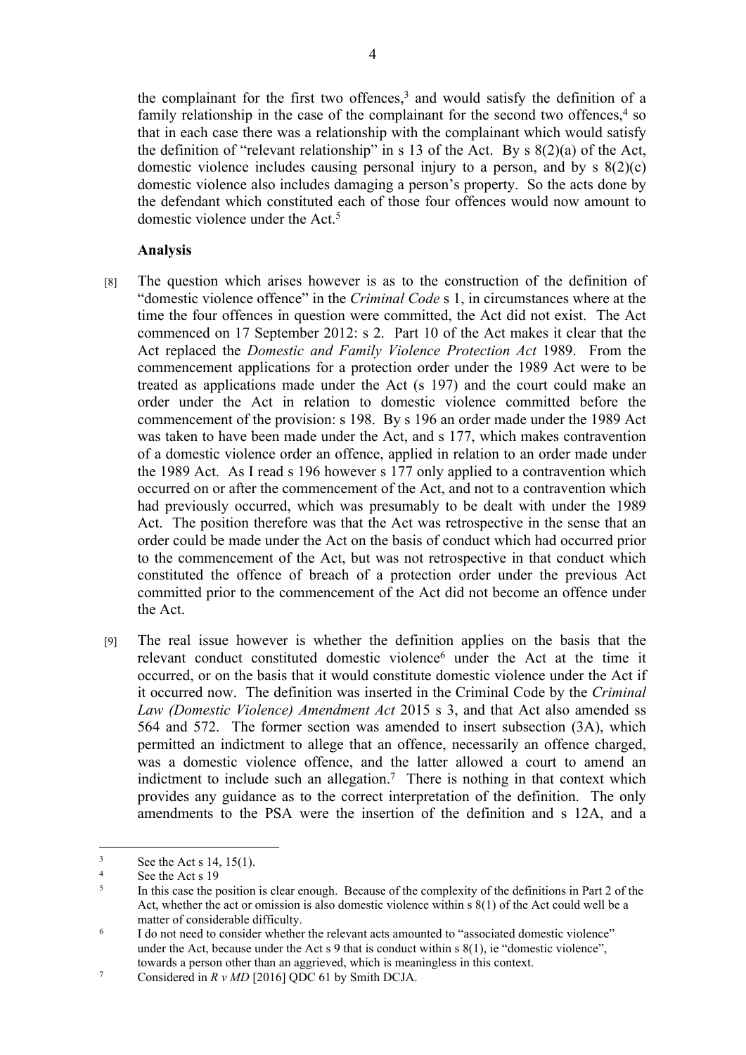the complainant for the first two offences,[3] and would satisfy the definition of a family relationship in the case of the complainant for the second two offences,[4] so that in each case there was a relationship with the complainant which would satisfy the definition of "relevant relationship" in s 13 of the Act. By s 8(2)(a) of the Act, domestic violence includes causing personal injury to a person, and by s 8(2)(c) domestic violence also includes damaging a person's property. So the acts done by the defendant which constituted each of those four offences would now amount to domestic violence under the Act.[5]

**Analysis**

[8] The question which arises however is as to the construction of the definition of "domestic violence offence" in the *Criminal Code* s 1, in circumstances where at the time the four offences in question were committed, the Act did not exist. The Act commenced on 17 September 2012: s 2. Part 10 of the Act makes it clear that the Act replaced the *Domestic and Family Violence Protection Act* 1989. From the commencement applications for a protection order under the 1989 Act were to be treated as applications made under the Act (s 197) and the court could make an order under the Act in relation to domestic violence committed before the commencement of the provision: s 198. By s 196 an order made under the 1989 Act was taken to have been made under the Act, and s 177, which makes contravention of a domestic violence order an offence, applied in relation to an order made under the 1989 Act. As I read s 196 however s 177 only applied to a contravention which occurred on or after the commencement of the Act, and not to a contravention which had previously occurred, which was presumably to be dealt with under the 1989 Act. The position therefore was that the Act was retrospective in the sense that an order could be made under the Act on the basis of conduct which had occurred prior to the commencement of the Act, but was not retrospective in that conduct which constituted the offence of breach of a protection order under the previous Act committed prior to the commencement of the Act did not become an offence under the Act.

[9] The real issue however is whether the definition applies on the basis that the relevant conduct constituted domestic violence[6] under the Act at the time it occurred, or on the basis that it would constitute domestic violence under the Act if it occurred now. The definition was inserted in the Criminal Code by the *Criminal Law (Domestic Violence) Amendment Act* 2015 s 3, and that Act also amended ss 564 and 572. The former section was amended to insert subsection (3A), which permitted an indictment to allege that an offence, necessarily an offence charged, was a domestic violence offence, and the latter allowed a court to amend an indictment to include such an allegation.[7] There is nothing in that context which provides any guidance as to the correct interpretation of the definition. The only amendments to the PSA were the insertion of the definition and s 12A, and a

---

[3] See the Act s 14, 15(1).

[4] See the Act s 19

[5] In this case the position is clear enough. Because of the complexity of the definitions in Part 2 of the Act, whether the act or omission is also domestic violence within s 8(1) of the Act could well be a matter of considerable difficulty.

[6] I do not need to consider whether the relevant acts amounted to "associated domestic violence" under the Act, because under the Act s 9 that is conduct within s 8(1), ie "domestic violence", towards a person other than an aggrieved, which is meaningless in this context.

[7] Considered in *R v MD* [2016] QDC 61 by Smith DCJA.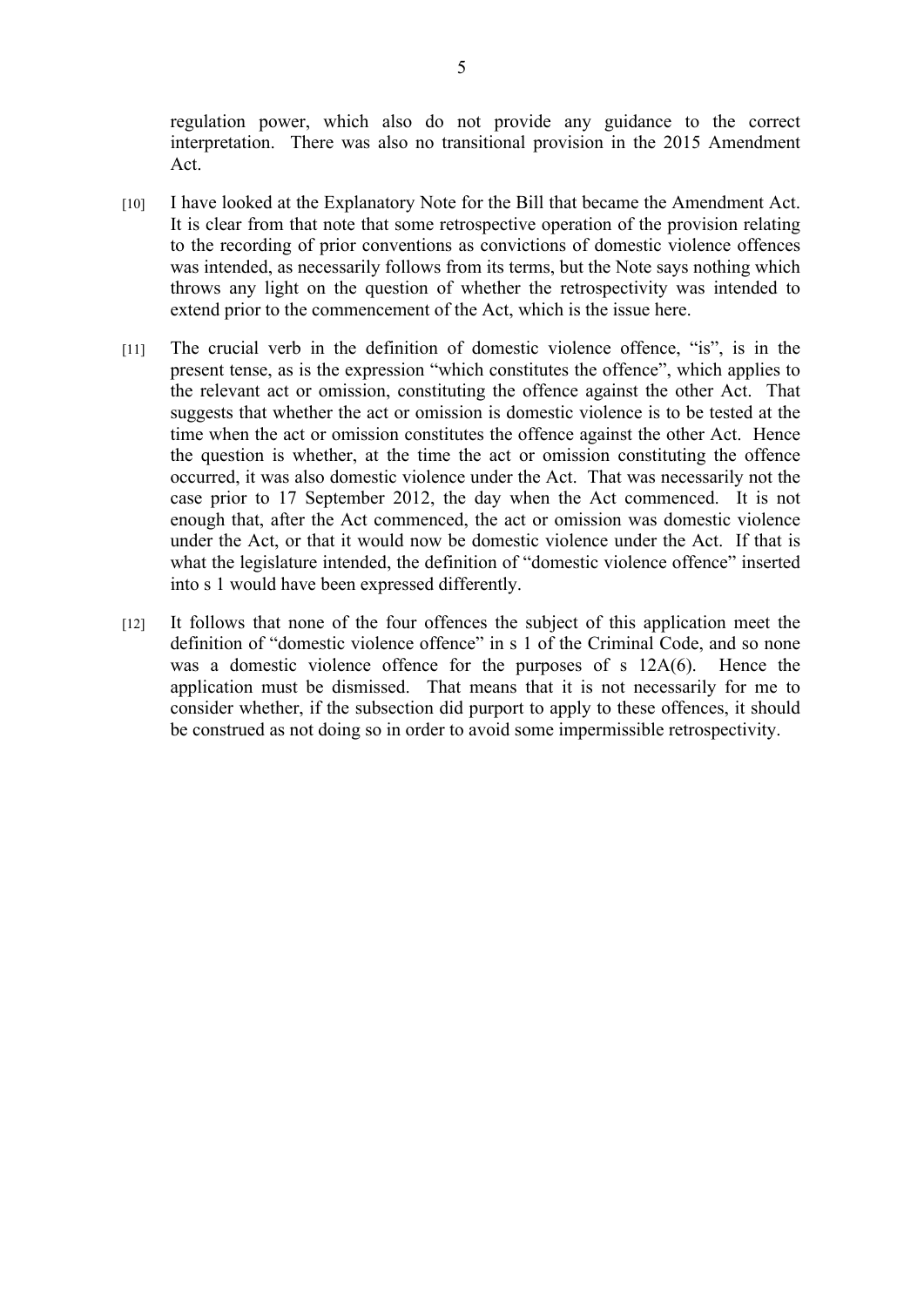regulation power, which also do not provide any guidance to the correct interpretation. There was also no transitional provision in the 2015 Amendment Act.

[10] I have looked at the Explanatory Note for the Bill that became the Amendment Act. It is clear from that note that some retrospective operation of the provision relating to the recording of prior conventions as convictions of domestic violence offences was intended, as necessarily follows from its terms, but the Note says nothing which throws any light on the question of whether the retrospectivity was intended to extend prior to the commencement of the Act, which is the issue here.

[11] The crucial verb in the definition of domestic violence offence, "is", is in the present tense, as is the expression "which constitutes the offence", which applies to the relevant act or omission, constituting the offence against the other Act. That suggests that whether the act or omission is domestic violence is to be tested at the time when the act or omission constitutes the offence against the other Act. Hence the question is whether, at the time the act or omission constituting the offence occurred, it was also domestic violence under the Act. That was necessarily not the case prior to 17 September 2012, the day when the Act commenced. It is not enough that, after the Act commenced, the act or omission was domestic violence under the Act, or that it would now be domestic violence under the Act. If that is what the legislature intended, the definition of "domestic violence offence" inserted into s 1 would have been expressed differently.

[12] It follows that none of the four offences the subject of this application meet the definition of "domestic violence offence" in s 1 of the Criminal Code, and so none was a domestic violence offence for the purposes of s 12A(6). Hence the application must be dismissed. That means that it is not necessarily for me to consider whether, if the subsection did purport to apply to these offences, it should be construed as not doing so in order to avoid some impermissible retrospectivity.